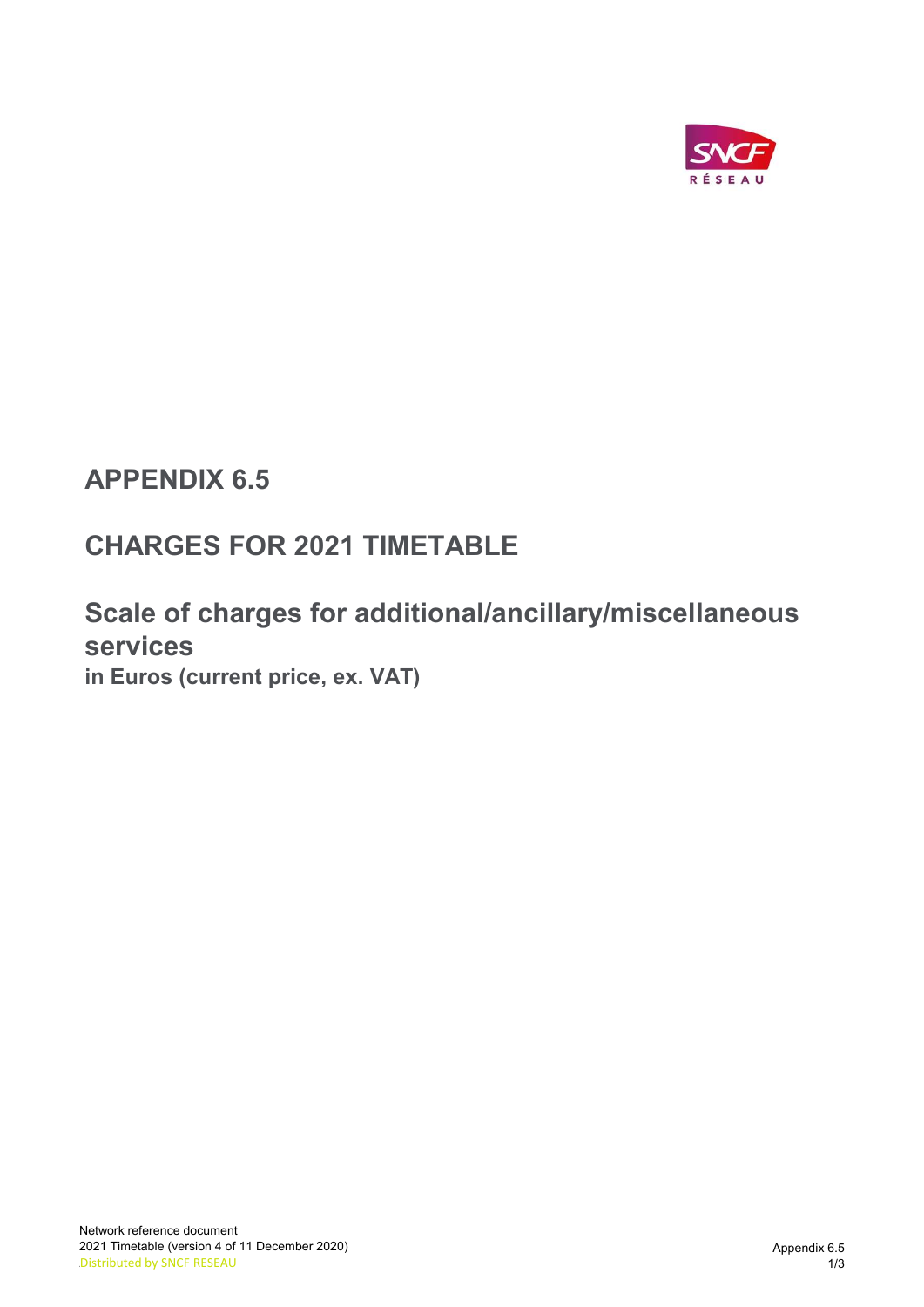# APPENDIX 6.5

## CHARGES FOR 2021 TIMETABLE

## Scale of charges for additional/ancillary/miscellaneous services

**in Euros (current price, ex. VAT)**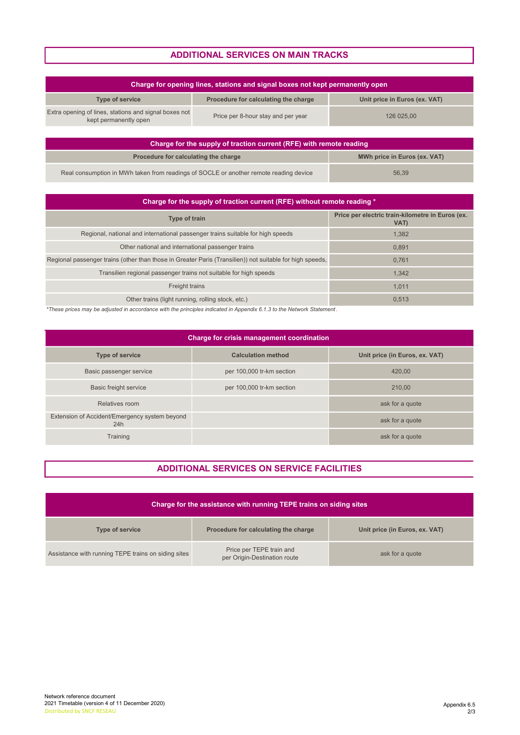## ADDITIONAL SERVICES ON MAIN TRACKS

| Charge for opening lines, stations and signal boxes not kept permanently open | | |
|---|---|---|
| **Type of service** | **Procedure for calculating the charge** | **Unit price in Euros (ex. VAT)** |
| Extra opening of lines, stations and signal boxes not kept permanently open | Price per 8-hour stay and per year | 126 025,00 |

| Charge for the supply of traction current (RFE) with remote reading | |
|---|---|
| **Procedure for calculating the charge** | **MWh price in Euros (ex. VAT)** |
| Real consumption in MWh taken from readings of SOCLE or another remote reading device | 56,39 |

| Charge for the supply of traction current (RFE) without remote reading * | |
|---|---|
| **Type of train** | **Price per electric train-kilometre in Euros (ex. VAT)** |
| Regional, national and international passenger trains suitable for high speeds | 1,382 |
| Other national and international passenger trains | 0,891 |
| Regional passenger trains (other than those in Greater Paris (Transilien)) not suitable for high speeds, | 0,761 |
| Transilien regional passenger trains not suitable for high speeds | 1,342 |
| Freight trains | 1,011 |
| Other trains (light running, rolling stock, etc.) | 0,513 |

*\*These prices may be adjusted in accordance with the principles indicated in Appendix 6.1.3 to the Network Statement.*

| Charge for crisis management coordination | | |
|---|---|---|
| **Type of service** | **Calculation method** | **Unit price (in Euros, ex. VAT)** |
| Basic passenger service | per 100,000 tr-km section | 420,00 |
| Basic freight service | per 100,000 tr-km section | 210,00 |
| Relatives room | | ask for a quote |
| Extension of Accident/Emergency system beyond 24h | | ask for a quote |
| Training | | ask for a quote |

## ADDITIONAL SERVICES ON SERVICE FACILITIES

| Charge for the assistance with running TEPE trains on siding sites | | |
|---|---|---|
| **Type of service** | **Procedure for calculating the charge** | **Unit price (in Euros, ex. VAT)** |
| Assistance with running TEPE trains on siding sites | Price per TEPE train and per Origin-Destination route | ask for a quote |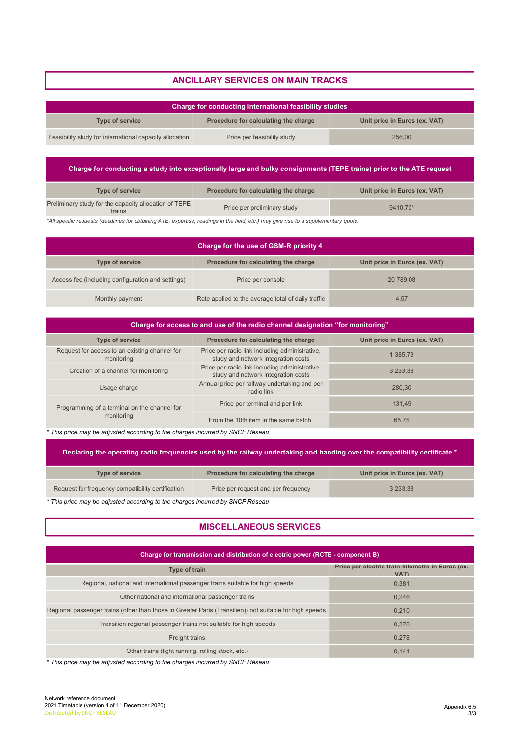## ANCILLARY SERVICES ON MAIN TRACKS

| Charge for conducting international feasibility studies | | |
|---|---|---|
| **Type of service** | **Procedure for calculating the charge** | **Unit price in Euros (ex. VAT)** |
| Feasibility study for international capacity allocation | Price per feasibility study | 256,00 |

| Charge for conducting a study into exceptionally large and bulky consignments (TEPE trains) prior to the ATE request | | |
|---|---|---|
| **Type of service** | **Procedure for calculating the charge** | **Unit price in Euros (ex. VAT)** |
| Preliminary study for the capacity allocation of TEPE trains | Price per preliminary study | 9410.70* |

*\*All specific requests (deadlines for obtaining ATE, expertise, readings in the field, etc.) may give rise to a supplementary quote.*

| Charge for the use of GSM-R priority 4 | | |
|---|---|---|
| **Type of service** | **Procedure for calculating the charge** | **Unit price in Euros (ex. VAT)** |
| Access fee (including configuration and settings) | Price per console | 20 789,08 |
| Monthly payment | Rate applied to the average total of daily traffic | 4,57 |

| Charge for access to and use of the radio channel designation “for monitoring” | | |
|---|---|---|
| **Type of service** | **Procedure for calculating the charge** | **Unit price in Euros (ex. VAT)** |
| Request for access to an existing channel for monitoring | Price per radio link including administrative, study and network integration costs | 1 385,73 |
| Creation of a channel for monitoring | Price per radio link including administrative, study and network integration costs | 3 233,38 |
| Usage charge | Annual price per railway undertaking and per radio link | 280,30 |
| Programming of a terminal on the channel for monitoring | Price per terminal and per link | 131,49 |
| | From the 10th item in the same batch | 65,75 |

*\* This price may be adjusted according to the charges incurred by SNCF Réseau*

| Declaring the operating radio frequencies used by the railway undertaking and handing over the compatibility certificate * | | |
|---|---|---|
| **Type of service** | **Procedure for calculating the charge** | **Unit price in Euros (ex. VAT)** |
| Request for frequency compatibility certification | Price per request and per frequency | 3 233,38 |

*\* This price may be adjusted according to the charges incurred by SNCF Réseau*

## MISCELLANEOUS SERVICES

| Charge for transmission and distribution of electric power (RCTE - component B) | |
|---|---|
| **Type of train** | **Price per electric train-kilometre in Euros (ex. VAT)** |
| Regional, national and international passenger trains suitable for high speeds | 0,381 |
| Other national and international passenger trains | 0,246 |
| Regional passenger trains (other than those in Greater Paris (Transilien)) not suitable for high speeds, | 0,210 |
| Transilien regional passenger trains not suitable for high speeds | 0,370 |
| Freight trains | 0,278 |
| Other trains (light running, rolling stock, etc.) | 0,141 |

*\* This price may be adjusted according to the charges incurred by SNCF Réseau*